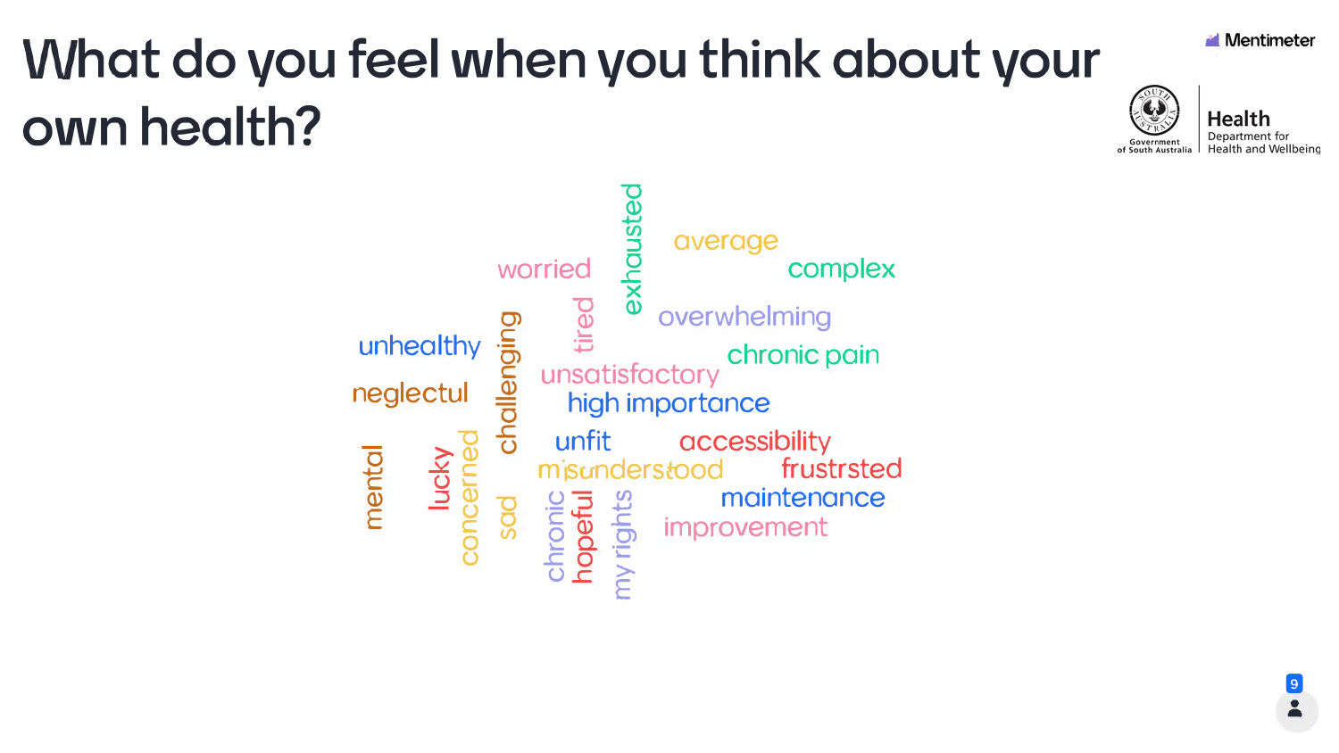# What do you feel when you think about your own health?

Mentimeter

Government of South Australia — Health, Department for Health and Wellbeing

exhausted
average
worried
complex
tired
overwhelming
unhealthy
challenging
chronic pain
unsatisfactory
neglectul
high importance
unfit
accessibility
misunderstood
frustrsted
mental
lucky
concerned
sad
chronic
hopeful
my rights
maintenance
improvement

9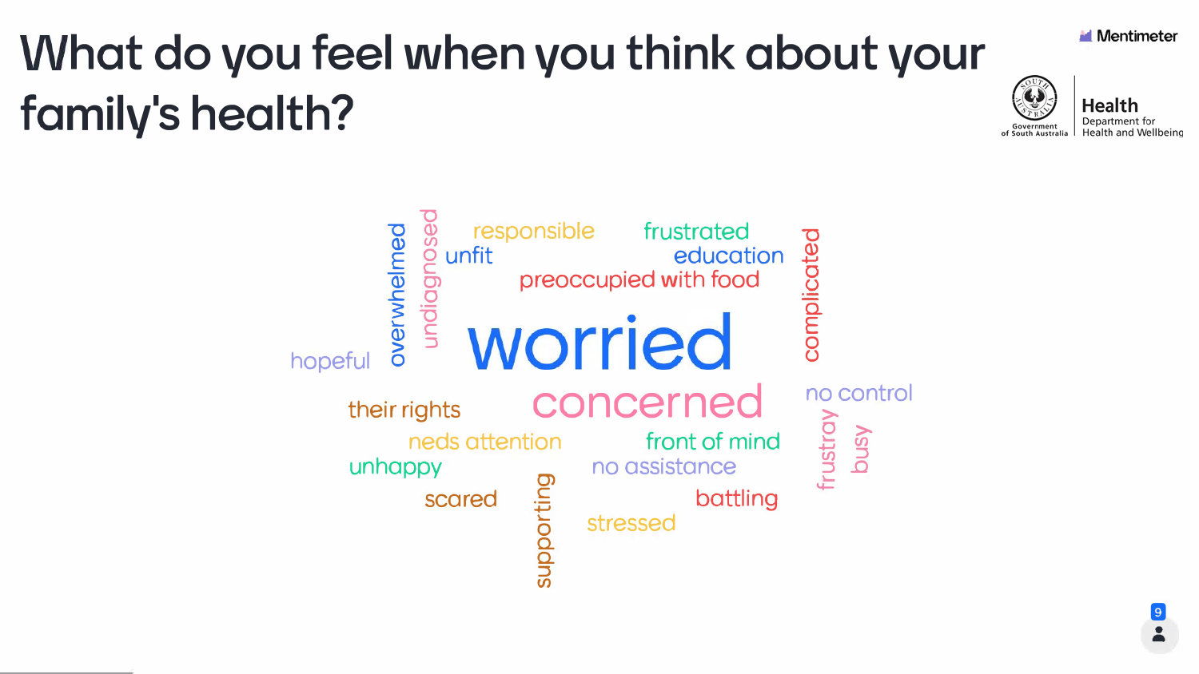# What do you feel when you think about your family's health?

Mentimeter

Government of South Australia | Health Department for Health and Wellbeing

- worried
- concerned
- overwhelmed
- undiagnosed
- responsible
- unfit
- frustrated
- education
- preoccupied with food
- complicated
- hopeful
- their rights
- no control
- neds attention
- front of mind
- unhappy
- no assistance
- frustray
- busy
- scared
- supporting
- battling
- stressed

9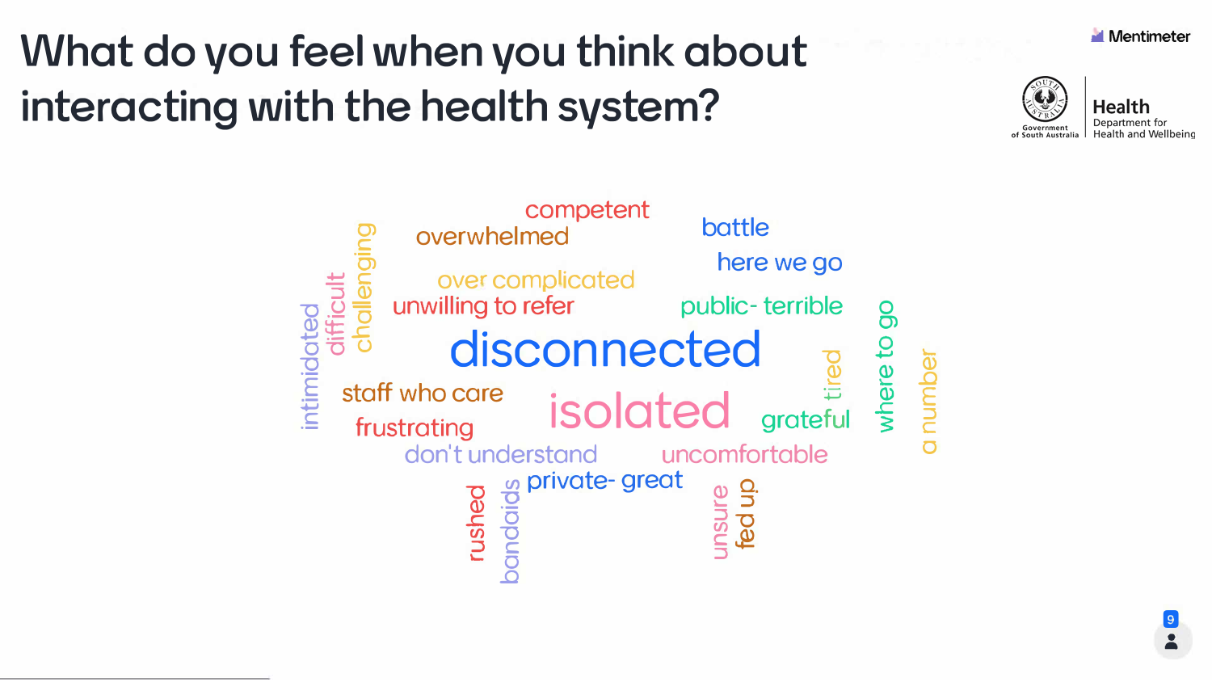# What do you feel when you think about interacting with the health system?

Mentimeter

Government of South Australia | Health — Department for Health and Wellbeing

competent
overwhelmed
battle
here we go
over complicated
unwilling to refer
public- terrible
intimidated
difficult
challenging
disconnected
tired
where to go
a number
staff who care
isolated
grateful
frustrating
don't understand
uncomfortable
private- great
rushed
bandaids
unsure
fed up

9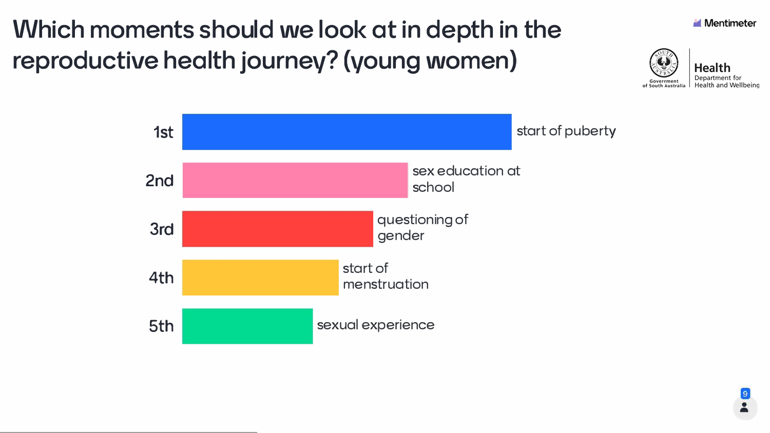# Which moments should we look at in depth in the reproductive health journey? (young women)

| Rank | Moment |
| --- | --- |
| 1st | start of puberty |
| 2nd | sex education at school |
| 3rd | questioning of gender |
| 4th | start of menstruation |
| 5th | sexual experience |

9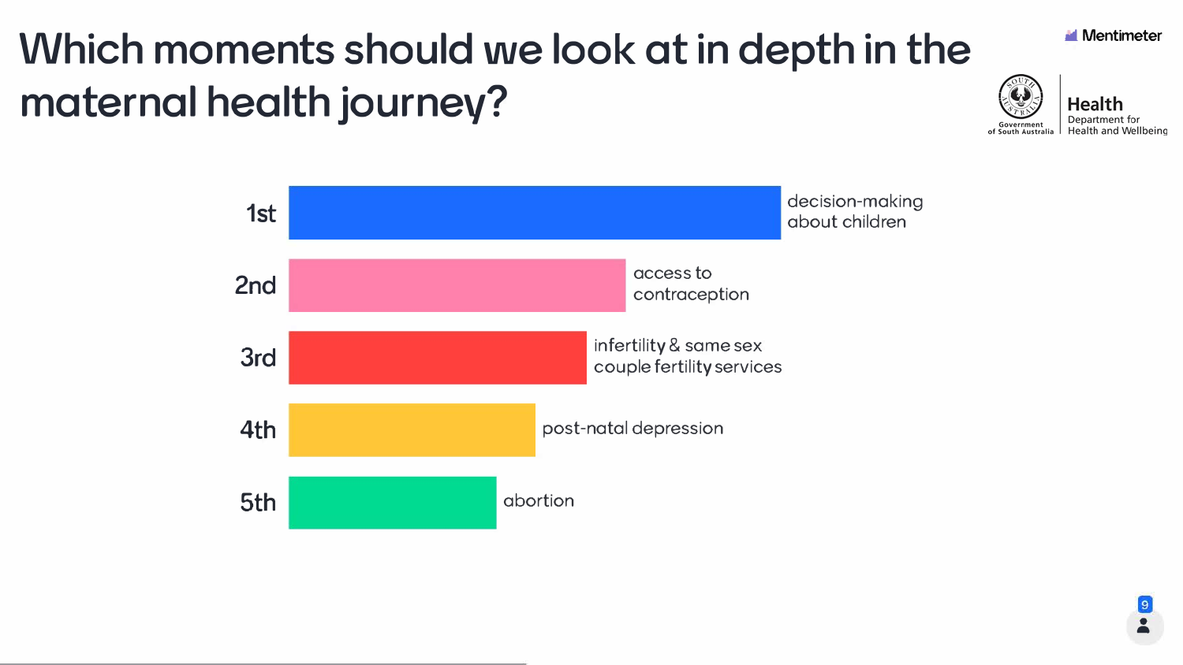# Which moments should we look at in depth in the maternal health journey?

Mentimeter

Government of South Australia | Health – Department for Health and Wellbeing

| Rank | Moment |
|---|---|
| 1st | decision-making about children |
| 2nd | access to contraception |
| 3rd | infertility & same sex couple fertility services |
| 4th | post-natal depression |
| 5th | abortion |

9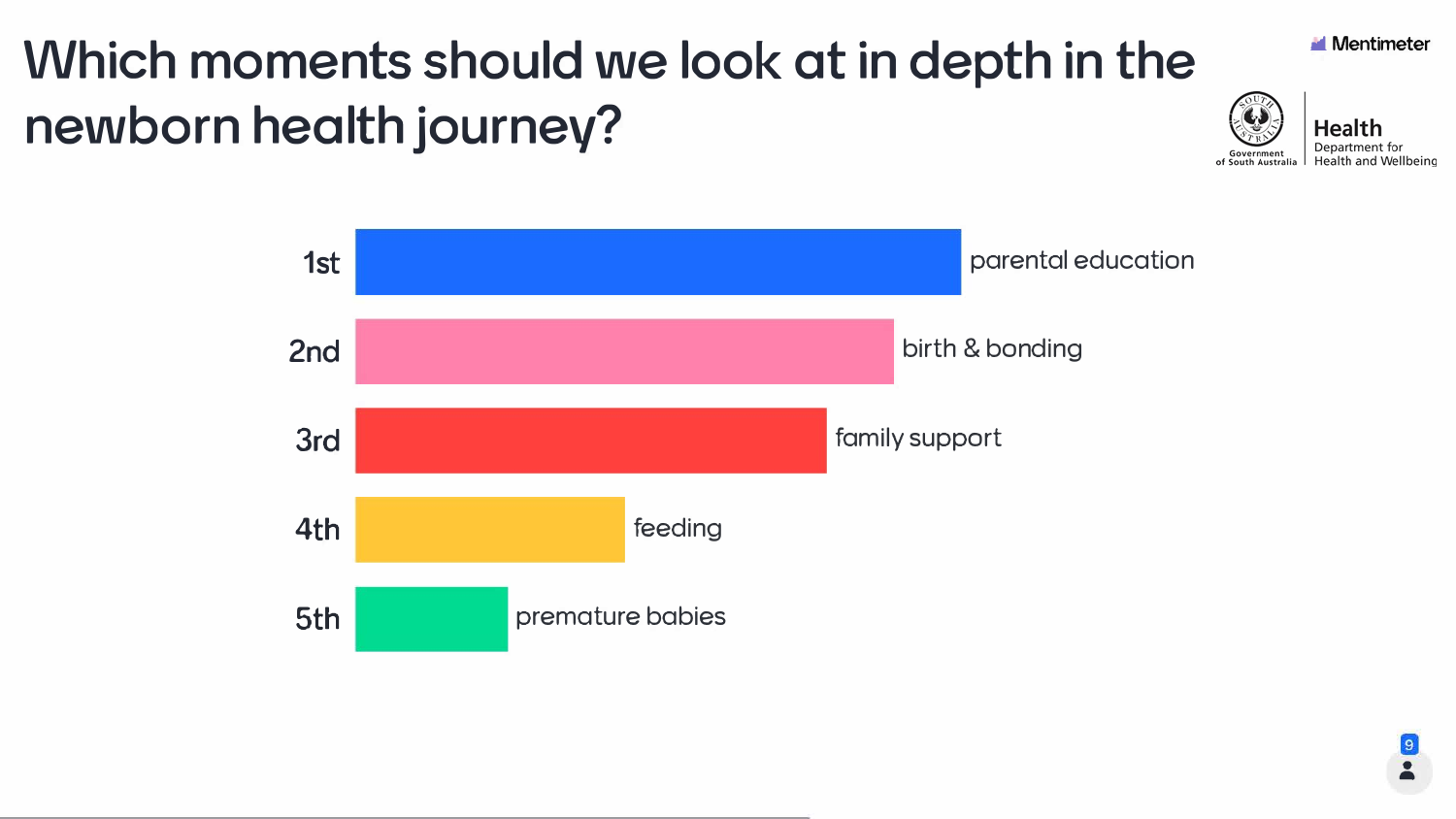# Which moments should we look at in depth in the newborn health journey?

| Rank | Moment |
|---|---|
| 1st | parental education |
| 2nd | birth & bonding |
| 3rd | family support |
| 4th | feeding |
| 5th | premature babies |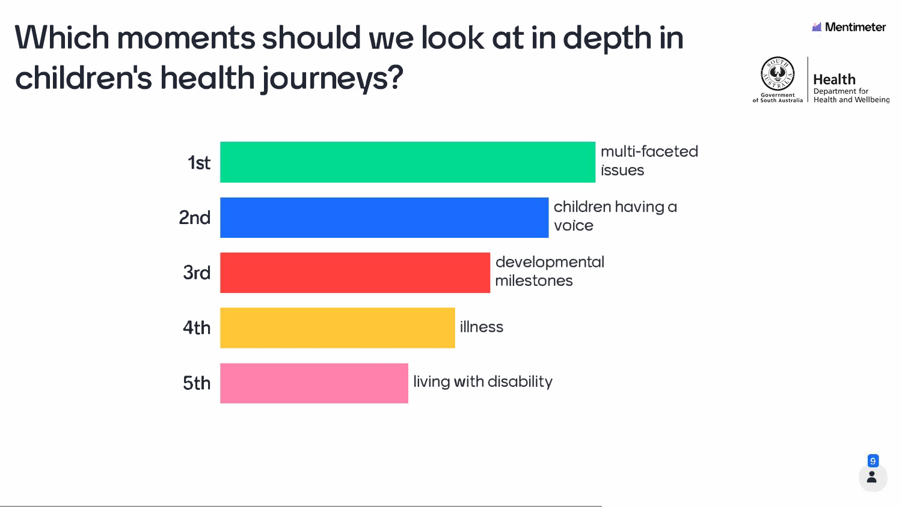# Which moments should we look at in depth in children's health journeys?

| Rank | Moment |
|---|---|
| 1st | multi-faceted issues |
| 2nd | children having a voice |
| 3rd | developmental milestones |
| 4th | illness |
| 5th | living with disability |

9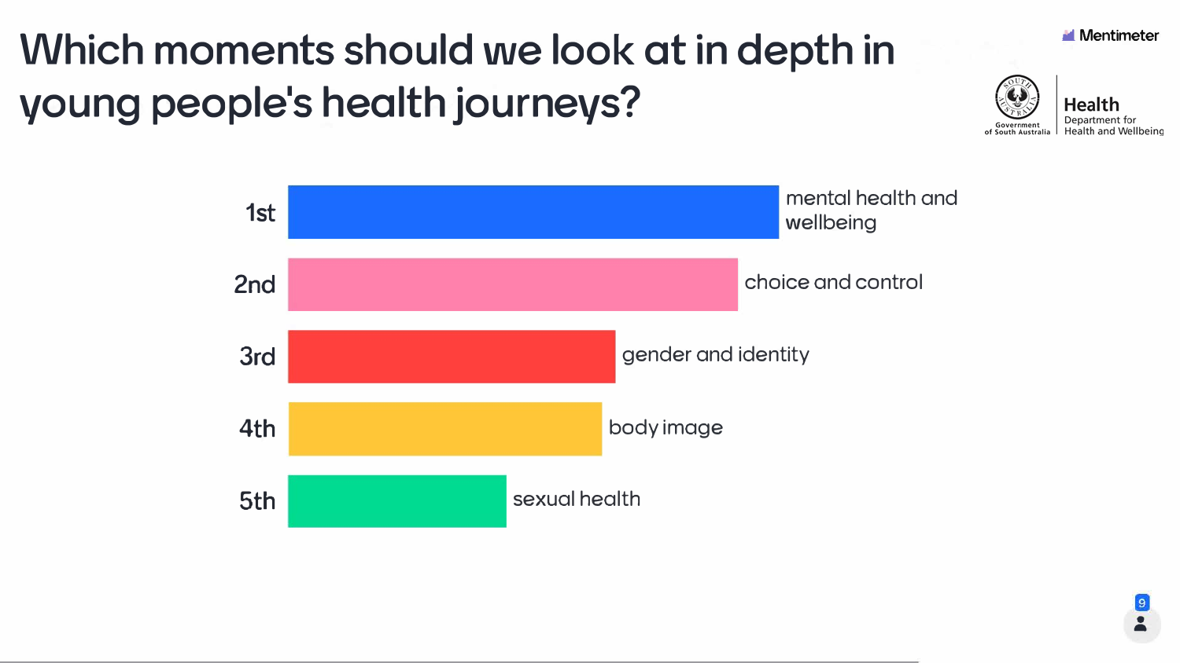# Which moments should we look at in depth in young people's health journeys?

| Rank | Topic |
| --- | --- |
| 1st | mental health and wellbeing |
| 2nd | choice and control |
| 3rd | gender and identity |
| 4th | body image |
| 5th | sexual health |

9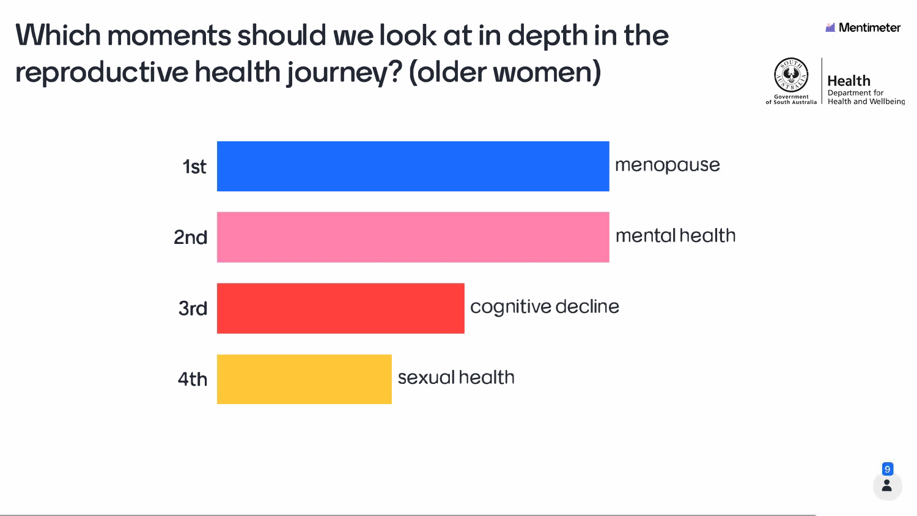# Which moments should we look at in depth in the reproductive health journey? (older women)

| Rank | Moment |
| --- | --- |
| 1st | menopause |
| 2nd | mental health |
| 3rd | cognitive decline |
| 4th | sexual health |

9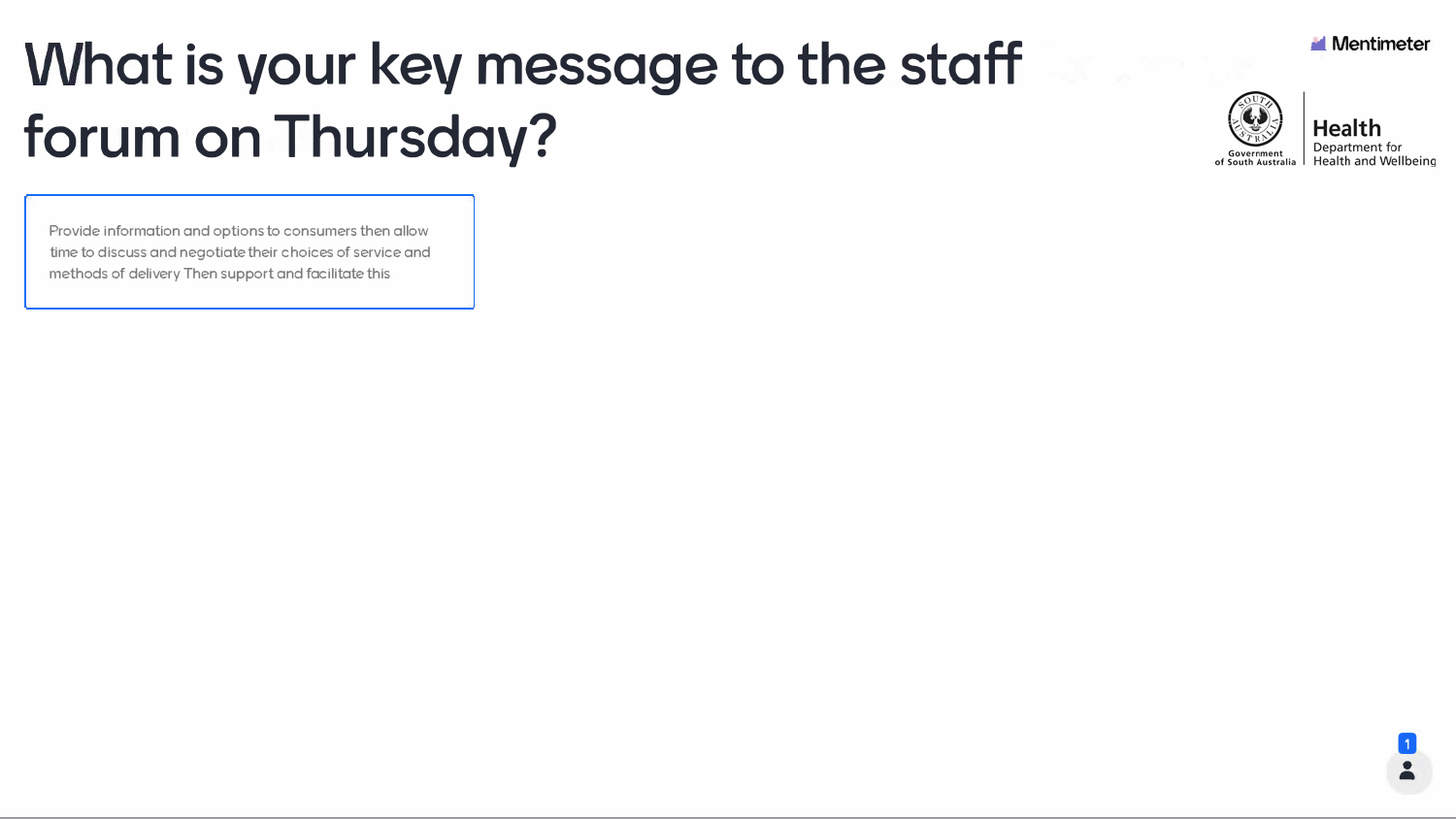# What is your key message to the staff forum on Thursday?

Provide information and options to consumers then allow time to discuss and negotiate their choices of service and methods of delivery Then support and facilitate this